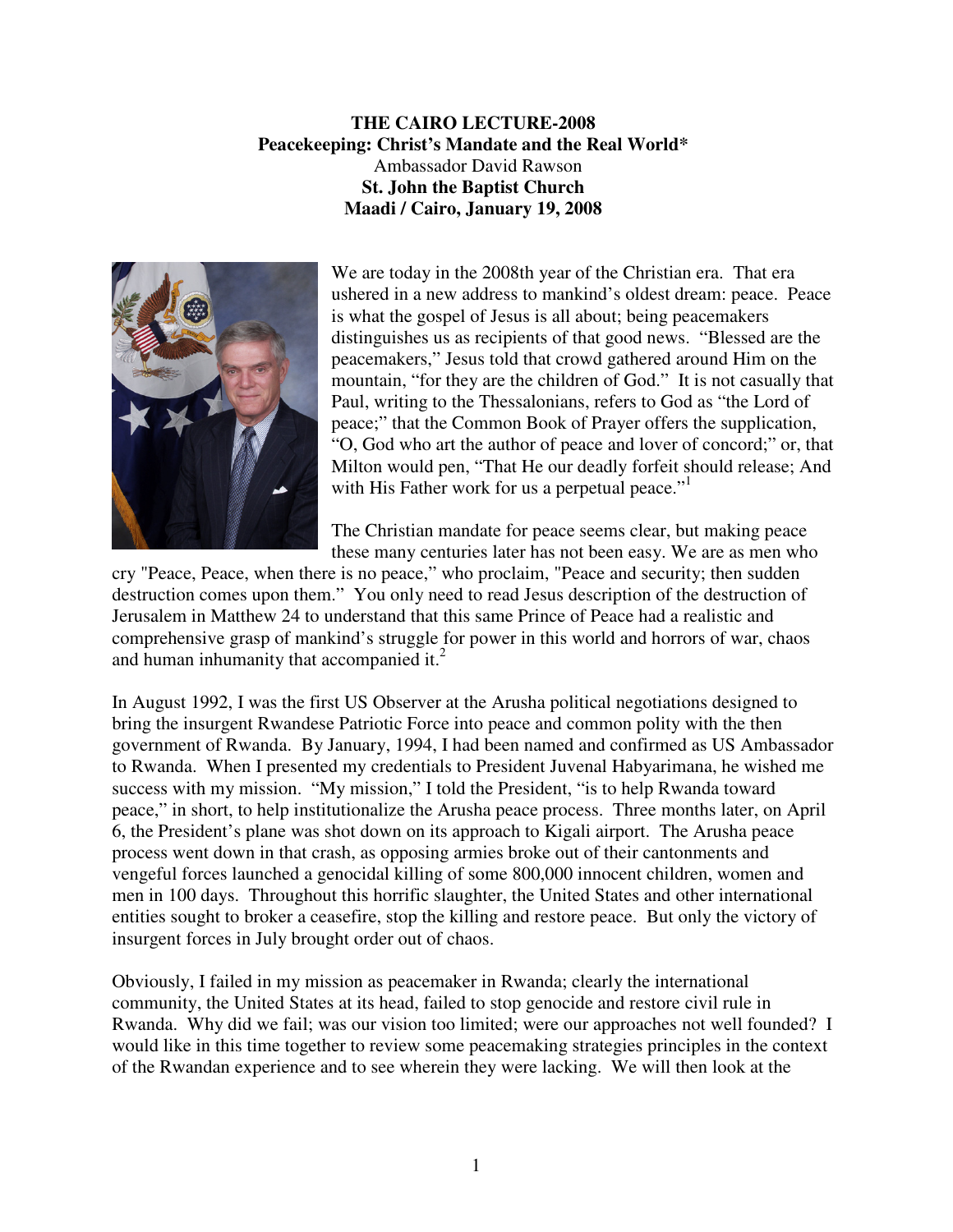**THE CAIRO LECTURE-2008**
**Peacekeeping: Christ's Mandate and the Real World***
Ambassador David Rawson
**St. John the Baptist Church**
**Maadi / Cairo, January 19, 2008**

We are today in the 2008th year of the Christian era. That era ushered in a new address to mankind's oldest dream: peace. Peace is what the gospel of Jesus is all about; being peacemakers distinguishes us as recipients of that good news. "Blessed are the peacemakers," Jesus told that crowd gathered around Him on the mountain, "for they are the children of God." It is not casually that Paul, writing to the Thessalonians, refers to God as "the Lord of peace;" that the Common Book of Prayer offers the supplication, "O, God who art the author of peace and lover of concord;" or, that Milton would pen, "That He our deadly forfeit should release; And with His Father work for us a perpetual peace."[1]

The Christian mandate for peace seems clear, but making peace these many centuries later has not been easy. We are as men who cry "Peace, Peace, when there is no peace," who proclaim, "Peace and security; then sudden destruction comes upon them." You only need to read Jesus description of the destruction of Jerusalem in Matthew 24 to understand that this same Prince of Peace had a realistic and comprehensive grasp of mankind's struggle for power in this world and horrors of war, chaos and human inhumanity that accompanied it.[2]

In August 1992, I was the first US Observer at the Arusha political negotiations designed to bring the insurgent Rwandese Patriotic Force into peace and common polity with the then government of Rwanda. By January, 1994, I had been named and confirmed as US Ambassador to Rwanda. When I presented my credentials to President Juvenal Habyarimana, he wished me success with my mission. "My mission," I told the President, "is to help Rwanda toward peace," in short, to help institutionalize the Arusha peace process. Three months later, on April 6, the President's plane was shot down on its approach to Kigali airport. The Arusha peace process went down in that crash, as opposing armies broke out of their cantonments and vengeful forces launched a genocidal killing of some 800,000 innocent children, women and men in 100 days. Throughout this horrific slaughter, the United States and other international entities sought to broker a ceasefire, stop the killing and restore peace. But only the victory of insurgent forces in July brought order out of chaos.

Obviously, I failed in my mission as peacemaker in Rwanda; clearly the international community, the United States at its head, failed to stop genocide and restore civil rule in Rwanda. Why did we fail; was our vision too limited; were our approaches not well founded? I would like in this time together to review some peacemaking strategies principles in the context of the Rwandan experience and to see wherein they were lacking. We will then look at the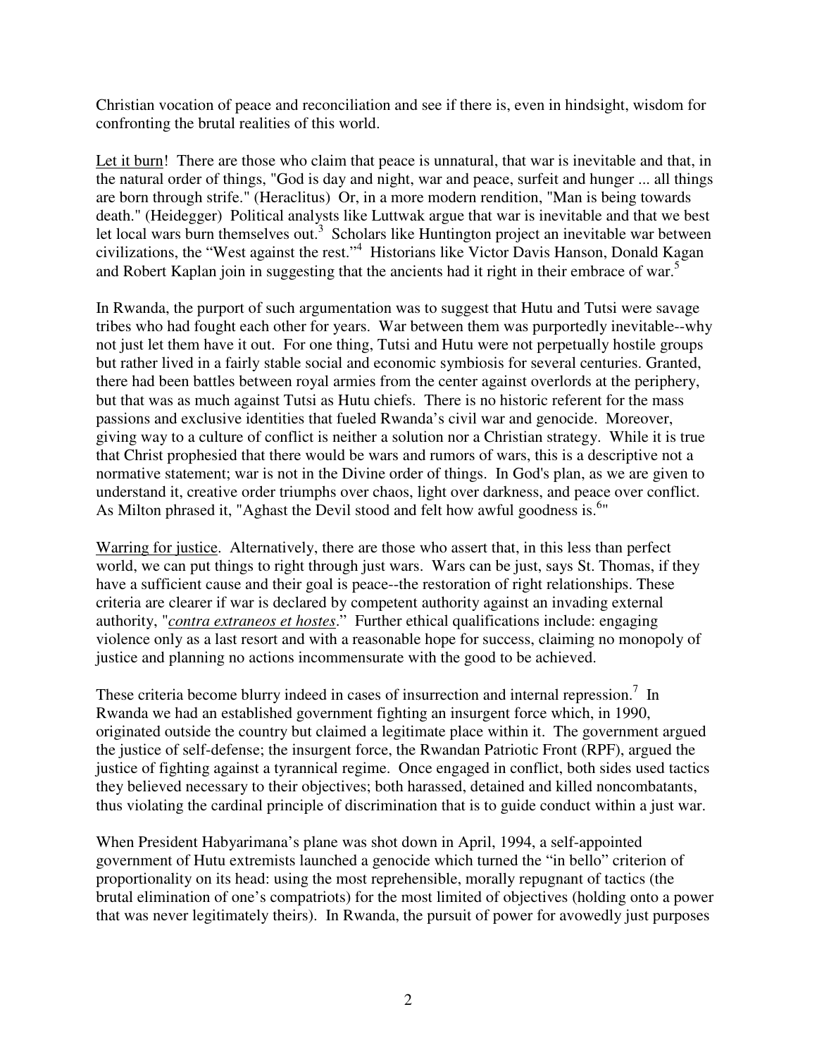Christian vocation of peace and reconciliation and see if there is, even in hindsight, wisdom for confronting the brutal realities of this world.

Let it burn! There are those who claim that peace is unnatural, that war is inevitable and that, in the natural order of things, "God is day and night, war and peace, surfeit and hunger ... all things are born through strife." (Heraclitus) Or, in a more modern rendition, "Man is being towards death." (Heidegger) Political analysts like Luttwak argue that war is inevitable and that we best let local wars burn themselves out.[3] Scholars like Huntington project an inevitable war between civilizations, the "West against the rest."[4] Historians like Victor Davis Hanson, Donald Kagan and Robert Kaplan join in suggesting that the ancients had it right in their embrace of war.[5]

In Rwanda, the purport of such argumentation was to suggest that Hutu and Tutsi were savage tribes who had fought each other for years. War between them was purportedly inevitable--why not just let them have it out. For one thing, Tutsi and Hutu were not perpetually hostile groups but rather lived in a fairly stable social and economic symbiosis for several centuries. Granted, there had been battles between royal armies from the center against overlords at the periphery, but that was as much against Tutsi as Hutu chiefs. There is no historic referent for the mass passions and exclusive identities that fueled Rwanda's civil war and genocide. Moreover, giving way to a culture of conflict is neither a solution nor a Christian strategy. While it is true that Christ prophesied that there would be wars and rumors of wars, this is a descriptive not a normative statement; war is not in the Divine order of things. In God's plan, as we are given to understand it, creative order triumphs over chaos, light over darkness, and peace over conflict. As Milton phrased it, "Aghast the Devil stood and felt how awful goodness is.[6]"

Warring for justice. Alternatively, there are those who assert that, in this less than perfect world, we can put things to right through just wars. Wars can be just, says St. Thomas, if they have a sufficient cause and their goal is peace--the restoration of right relationships. These criteria are clearer if war is declared by competent authority against an invading external authority, "*contra extraneos et hostes*." Further ethical qualifications include: engaging violence only as a last resort and with a reasonable hope for success, claiming no monopoly of justice and planning no actions incommensurate with the good to be achieved.

These criteria become blurry indeed in cases of insurrection and internal repression.[7] In Rwanda we had an established government fighting an insurgent force which, in 1990, originated outside the country but claimed a legitimate place within it. The government argued the justice of self-defense; the insurgent force, the Rwandan Patriotic Front (RPF), argued the justice of fighting against a tyrannical regime. Once engaged in conflict, both sides used tactics they believed necessary to their objectives; both harassed, detained and killed noncombatants, thus violating the cardinal principle of discrimination that is to guide conduct within a just war.

When President Habyarimana's plane was shot down in April, 1994, a self-appointed government of Hutu extremists launched a genocide which turned the "in bello" criterion of proportionality on its head: using the most reprehensible, morally repugnant of tactics (the brutal elimination of one's compatriots) for the most limited of objectives (holding onto a power that was never legitimately theirs). In Rwanda, the pursuit of power for avowedly just purposes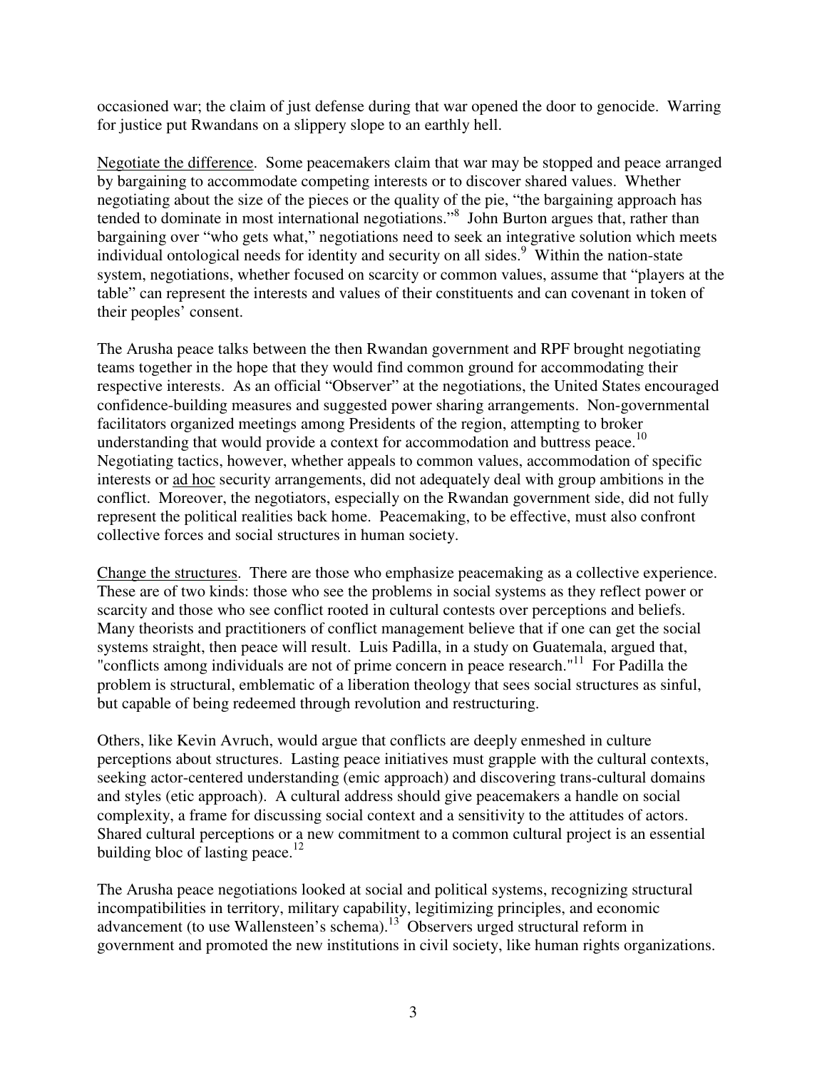occasioned war; the claim of just defense during that war opened the door to genocide. Warring for justice put Rwandans on a slippery slope to an earthly hell.

Negotiate the difference. Some peacemakers claim that war may be stopped and peace arranged by bargaining to accommodate competing interests or to discover shared values. Whether negotiating about the size of the pieces or the quality of the pie, "the bargaining approach has tended to dominate in most international negotiations."[8] John Burton argues that, rather than bargaining over "who gets what," negotiations need to seek an integrative solution which meets individual ontological needs for identity and security on all sides.[9] Within the nation-state system, negotiations, whether focused on scarcity or common values, assume that "players at the table" can represent the interests and values of their constituents and can covenant in token of their peoples' consent.

The Arusha peace talks between the then Rwandan government and RPF brought negotiating teams together in the hope that they would find common ground for accommodating their respective interests. As an official "Observer" at the negotiations, the United States encouraged confidence-building measures and suggested power sharing arrangements. Non-governmental facilitators organized meetings among Presidents of the region, attempting to broker understanding that would provide a context for accommodation and buttress peace.[10] Negotiating tactics, however, whether appeals to common values, accommodation of specific interests or ad hoc security arrangements, did not adequately deal with group ambitions in the conflict. Moreover, the negotiators, especially on the Rwandan government side, did not fully represent the political realities back home. Peacemaking, to be effective, must also confront collective forces and social structures in human society.

Change the structures. There are those who emphasize peacemaking as a collective experience. These are of two kinds: those who see the problems in social systems as they reflect power or scarcity and those who see conflict rooted in cultural contests over perceptions and beliefs. Many theorists and practitioners of conflict management believe that if one can get the social systems straight, then peace will result. Luis Padilla, in a study on Guatemala, argued that, "conflicts among individuals are not of prime concern in peace research."[11] For Padilla the problem is structural, emblematic of a liberation theology that sees social structures as sinful, but capable of being redeemed through revolution and restructuring.

Others, like Kevin Avruch, would argue that conflicts are deeply enmeshed in culture perceptions about structures. Lasting peace initiatives must grapple with the cultural contexts, seeking actor-centered understanding (emic approach) and discovering trans-cultural domains and styles (etic approach). A cultural address should give peacemakers a handle on social complexity, a frame for discussing social context and a sensitivity to the attitudes of actors. Shared cultural perceptions or a new commitment to a common cultural project is an essential building bloc of lasting peace.[12]

The Arusha peace negotiations looked at social and political systems, recognizing structural incompatibilities in territory, military capability, legitimizing principles, and economic advancement (to use Wallensteen's schema).[13] Observers urged structural reform in government and promoted the new institutions in civil society, like human rights organizations.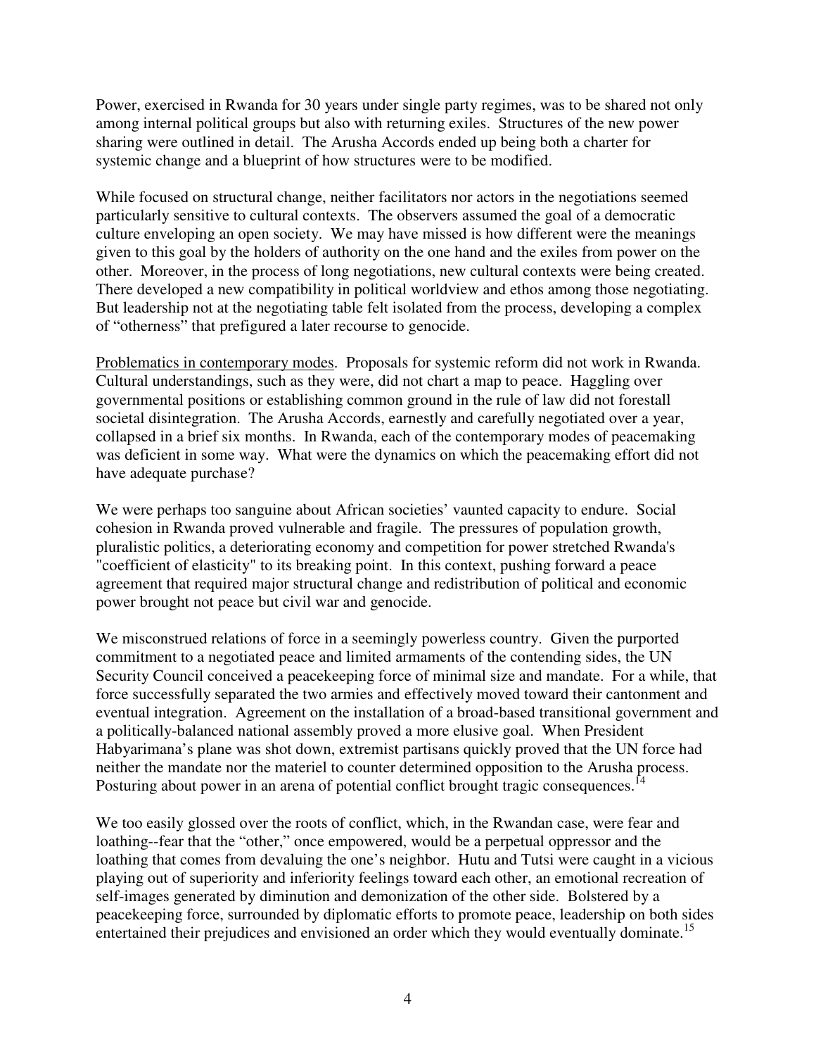Power, exercised in Rwanda for 30 years under single party regimes, was to be shared not only among internal political groups but also with returning exiles. Structures of the new power sharing were outlined in detail. The Arusha Accords ended up being both a charter for systemic change and a blueprint of how structures were to be modified.

While focused on structural change, neither facilitators nor actors in the negotiations seemed particularly sensitive to cultural contexts. The observers assumed the goal of a democratic culture enveloping an open society. We may have missed is how different were the meanings given to this goal by the holders of authority on the one hand and the exiles from power on the other. Moreover, in the process of long negotiations, new cultural contexts were being created. There developed a new compatibility in political worldview and ethos among those negotiating. But leadership not at the negotiating table felt isolated from the process, developing a complex of "otherness" that prefigured a later recourse to genocide.

<u>Problematics in contemporary modes</u>. Proposals for systemic reform did not work in Rwanda. Cultural understandings, such as they were, did not chart a map to peace. Haggling over governmental positions or establishing common ground in the rule of law did not forestall societal disintegration. The Arusha Accords, earnestly and carefully negotiated over a year, collapsed in a brief six months. In Rwanda, each of the contemporary modes of peacemaking was deficient in some way. What were the dynamics on which the peacemaking effort did not have adequate purchase?

We were perhaps too sanguine about African societies' vaunted capacity to endure. Social cohesion in Rwanda proved vulnerable and fragile. The pressures of population growth, pluralistic politics, a deteriorating economy and competition for power stretched Rwanda's "coefficient of elasticity" to its breaking point. In this context, pushing forward a peace agreement that required major structural change and redistribution of political and economic power brought not peace but civil war and genocide.

We misconstrued relations of force in a seemingly powerless country. Given the purported commitment to a negotiated peace and limited armaments of the contending sides, the UN Security Council conceived a peacekeeping force of minimal size and mandate. For a while, that force successfully separated the two armies and effectively moved toward their cantonment and eventual integration. Agreement on the installation of a broad-based transitional government and a politically-balanced national assembly proved a more elusive goal. When President Habyarimana's plane was shot down, extremist partisans quickly proved that the UN force had neither the mandate nor the materiel to counter determined opposition to the Arusha process. Posturing about power in an arena of potential conflict brought tragic consequences.[14]

We too easily glossed over the roots of conflict, which, in the Rwandan case, were fear and loathing--fear that the "other," once empowered, would be a perpetual oppressor and the loathing that comes from devaluing the one's neighbor. Hutu and Tutsi were caught in a vicious playing out of superiority and inferiority feelings toward each other, an emotional recreation of self-images generated by diminution and demonization of the other side. Bolstered by a peacekeeping force, surrounded by diplomatic efforts to promote peace, leadership on both sides entertained their prejudices and envisioned an order which they would eventually dominate.[15]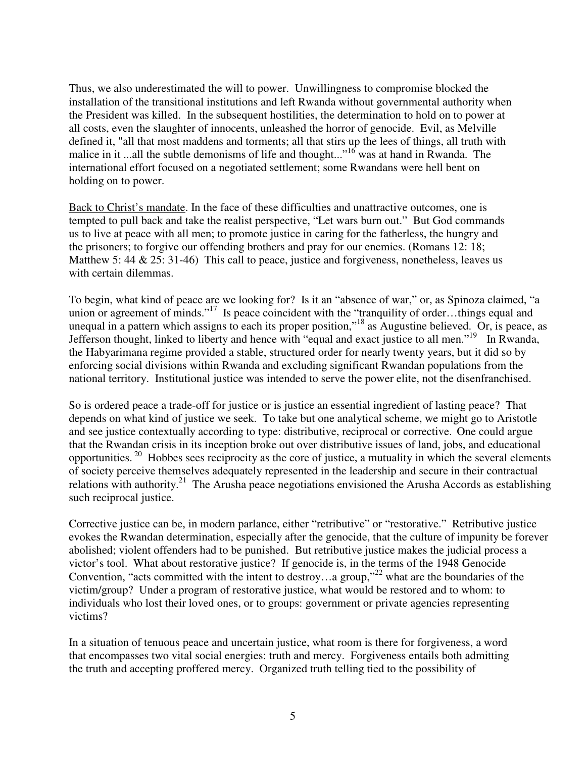Thus, we also underestimated the will to power. Unwillingness to compromise blocked the installation of the transitional institutions and left Rwanda without governmental authority when the President was killed. In the subsequent hostilities, the determination to hold on to power at all costs, even the slaughter of innocents, unleashed the horror of genocide. Evil, as Melville defined it, "all that most maddens and torments; all that stirs up the lees of things, all truth with malice in it ...all the subtle demonisms of life and thought..."[16] was at hand in Rwanda. The international effort focused on a negotiated settlement; some Rwandans were hell bent on holding on to power.

<u>Back to Christ's mandate</u>. In the face of these difficulties and unattractive outcomes, one is tempted to pull back and take the realist perspective, "Let wars burn out." But God commands us to live at peace with all men; to promote justice in caring for the fatherless, the hungry and the prisoners; to forgive our offending brothers and pray for our enemies. (Romans 12: 18; Matthew 5: 44 & 25: 31-46) This call to peace, justice and forgiveness, nonetheless, leaves us with certain dilemmas.

To begin, what kind of peace are we looking for? Is it an "absence of war," or, as Spinoza claimed, "a union or agreement of minds."[17] Is peace coincident with the "tranquility of order…things equal and unequal in a pattern which assigns to each its proper position,"[18] as Augustine believed. Or, is peace, as Jefferson thought, linked to liberty and hence with "equal and exact justice to all men."[19] In Rwanda, the Habyarimana regime provided a stable, structured order for nearly twenty years, but it did so by enforcing social divisions within Rwanda and excluding significant Rwandan populations from the national territory. Institutional justice was intended to serve the power elite, not the disenfranchised.

So is ordered peace a trade-off for justice or is justice an essential ingredient of lasting peace? That depends on what kind of justice we seek. To take but one analytical scheme, we might go to Aristotle and see justice contextually according to type: distributive, reciprocal or corrective. One could argue that the Rwandan crisis in its inception broke out over distributive issues of land, jobs, and educational opportunities.[20] Hobbes sees reciprocity as the core of justice, a mutuality in which the several elements of society perceive themselves adequately represented in the leadership and secure in their contractual relations with authority.[21] The Arusha peace negotiations envisioned the Arusha Accords as establishing such reciprocal justice.

Corrective justice can be, in modern parlance, either "retributive" or "restorative." Retributive justice evokes the Rwandan determination, especially after the genocide, that the culture of impunity be forever abolished; violent offenders had to be punished. But retributive justice makes the judicial process a victor's tool. What about restorative justice? If genocide is, in the terms of the 1948 Genocide Convention, "acts committed with the intent to destroy…a group,"[22] what are the boundaries of the victim/group? Under a program of restorative justice, what would be restored and to whom: to individuals who lost their loved ones, or to groups: government or private agencies representing victims?

In a situation of tenuous peace and uncertain justice, what room is there for forgiveness, a word that encompasses two vital social energies: truth and mercy. Forgiveness entails both admitting the truth and accepting proffered mercy. Organized truth telling tied to the possibility of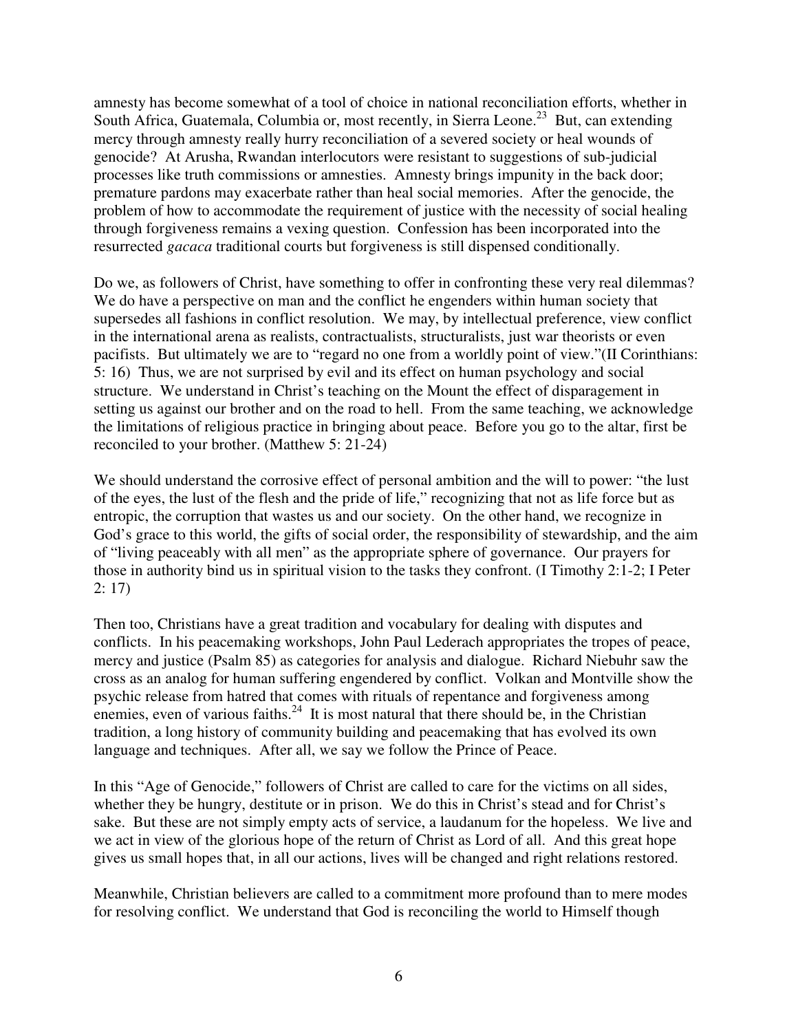amnesty has become somewhat of a tool of choice in national reconciliation efforts, whether in South Africa, Guatemala, Columbia or, most recently, in Sierra Leone.[23] But, can extending mercy through amnesty really hurry reconciliation of a severed society or heal wounds of genocide? At Arusha, Rwandan interlocutors were resistant to suggestions of sub-judicial processes like truth commissions or amnesties. Amnesty brings impunity in the back door; premature pardons may exacerbate rather than heal social memories. After the genocide, the problem of how to accommodate the requirement of justice with the necessity of social healing through forgiveness remains a vexing question. Confession has been incorporated into the resurrected *gacaca* traditional courts but forgiveness is still dispensed conditionally.

Do we, as followers of Christ, have something to offer in confronting these very real dilemmas? We do have a perspective on man and the conflict he engenders within human society that supersedes all fashions in conflict resolution. We may, by intellectual preference, view conflict in the international arena as realists, contractualists, structuralists, just war theorists or even pacifists. But ultimately we are to "regard no one from a worldly point of view."(II Corinthians: 5: 16) Thus, we are not surprised by evil and its effect on human psychology and social structure. We understand in Christ's teaching on the Mount the effect of disparagement in setting us against our brother and on the road to hell. From the same teaching, we acknowledge the limitations of religious practice in bringing about peace. Before you go to the altar, first be reconciled to your brother. (Matthew 5: 21-24)

We should understand the corrosive effect of personal ambition and the will to power: "the lust of the eyes, the lust of the flesh and the pride of life," recognizing that not as life force but as entropic, the corruption that wastes us and our society. On the other hand, we recognize in God's grace to this world, the gifts of social order, the responsibility of stewardship, and the aim of "living peaceably with all men" as the appropriate sphere of governance. Our prayers for those in authority bind us in spiritual vision to the tasks they confront. (I Timothy 2:1-2; I Peter 2: 17)

Then too, Christians have a great tradition and vocabulary for dealing with disputes and conflicts. In his peacemaking workshops, John Paul Lederach appropriates the tropes of peace, mercy and justice (Psalm 85) as categories for analysis and dialogue. Richard Niebuhr saw the cross as an analog for human suffering engendered by conflict. Volkan and Montville show the psychic release from hatred that comes with rituals of repentance and forgiveness among enemies, even of various faiths.[24] It is most natural that there should be, in the Christian tradition, a long history of community building and peacemaking that has evolved its own language and techniques. After all, we say we follow the Prince of Peace.

In this "Age of Genocide," followers of Christ are called to care for the victims on all sides, whether they be hungry, destitute or in prison. We do this in Christ's stead and for Christ's sake. But these are not simply empty acts of service, a laudanum for the hopeless. We live and we act in view of the glorious hope of the return of Christ as Lord of all. And this great hope gives us small hopes that, in all our actions, lives will be changed and right relations restored.

Meanwhile, Christian believers are called to a commitment more profound than to mere modes for resolving conflict. We understand that God is reconciling the world to Himself though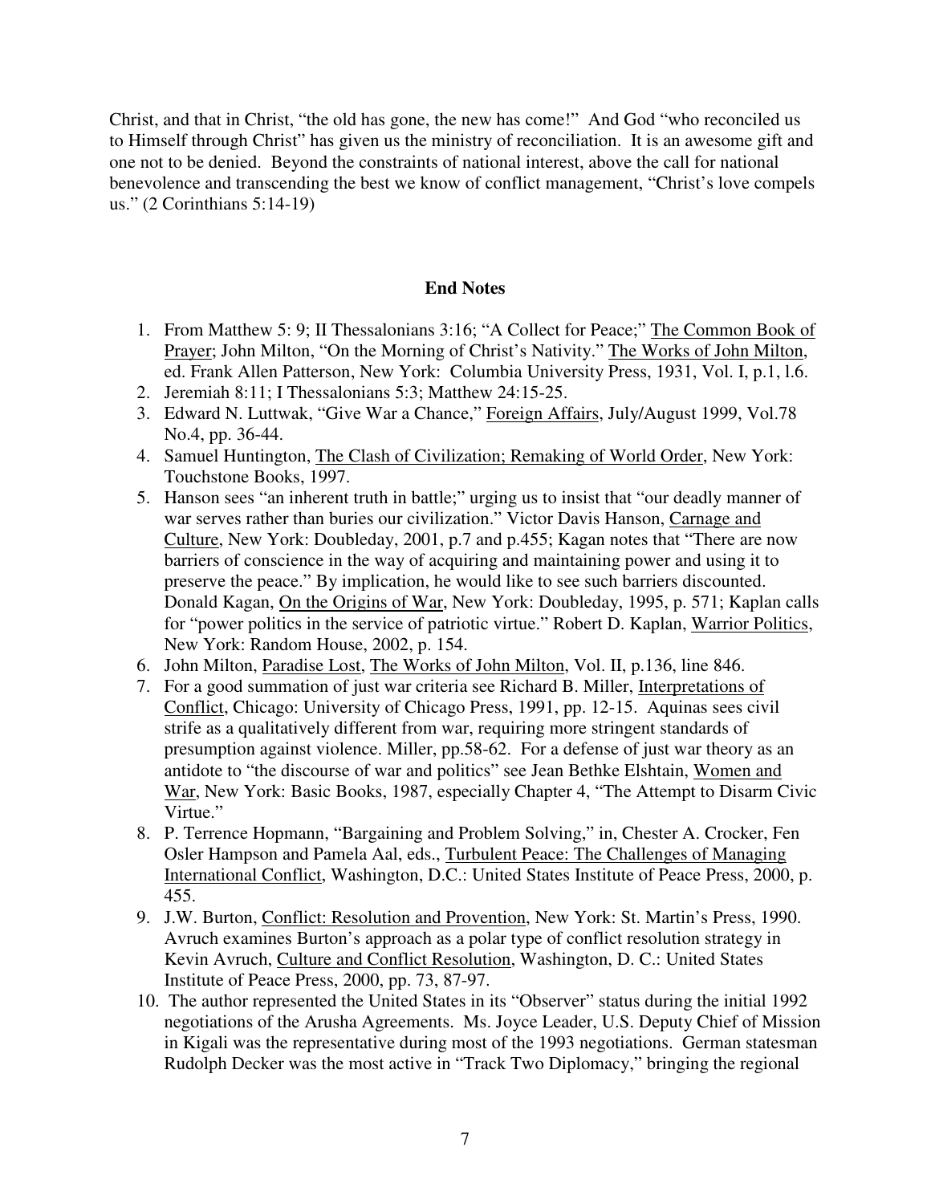Christ, and that in Christ, "the old has gone, the new has come!" And God "who reconciled us to Himself through Christ" has given us the ministry of reconciliation. It is an awesome gift and one not to be denied. Beyond the constraints of national interest, above the call for national benevolence and transcending the best we know of conflict management, "Christ's love compels us." (2 Corinthians 5:14-19)

## End Notes

1. From Matthew 5: 9; II Thessalonians 3:16; "A Collect for Peace;" The Common Book of Prayer; John Milton, "On the Morning of Christ's Nativity." The Works of John Milton, ed. Frank Allen Patterson, New York: Columbia University Press, 1931, Vol. I, p.1, l.6.
2. Jeremiah 8:11; I Thessalonians 5:3; Matthew 24:15-25.
3. Edward N. Luttwak, "Give War a Chance," Foreign Affairs, July/August 1999, Vol.78 No.4, pp. 36-44.
4. Samuel Huntington, The Clash of Civilization; Remaking of World Order, New York: Touchstone Books, 1997.
5. Hanson sees "an inherent truth in battle;" urging us to insist that "our deadly manner of war serves rather than buries our civilization." Victor Davis Hanson, Carnage and Culture, New York: Doubleday, 2001, p.7 and p.455; Kagan notes that "There are now barriers of conscience in the way of acquiring and maintaining power and using it to preserve the peace." By implication, he would like to see such barriers discounted. Donald Kagan, On the Origins of War, New York: Doubleday, 1995, p. 571; Kaplan calls for "power politics in the service of patriotic virtue." Robert D. Kaplan, Warrior Politics, New York: Random House, 2002, p. 154.
6. John Milton, Paradise Lost, The Works of John Milton, Vol. II, p.136, line 846.
7. For a good summation of just war criteria see Richard B. Miller, Interpretations of Conflict, Chicago: University of Chicago Press, 1991, pp. 12-15. Aquinas sees civil strife as a qualitatively different from war, requiring more stringent standards of presumption against violence. Miller, pp.58-62. For a defense of just war theory as an antidote to "the discourse of war and politics" see Jean Bethke Elshtain, Women and War, New York: Basic Books, 1987, especially Chapter 4, "The Attempt to Disarm Civic Virtue."
8. P. Terrence Hopmann, "Bargaining and Problem Solving," in, Chester A. Crocker, Fen Osler Hampson and Pamela Aal, eds., Turbulent Peace: The Challenges of Managing International Conflict, Washington, D.C.: United States Institute of Peace Press, 2000, p. 455.
9. J.W. Burton, Conflict: Resolution and Provention, New York: St. Martin's Press, 1990. Avruch examines Burton's approach as a polar type of conflict resolution strategy in Kevin Avruch, Culture and Conflict Resolution, Washington, D. C.: United States Institute of Peace Press, 2000, pp. 73, 87-97.
10. The author represented the United States in its "Observer" status during the initial 1992 negotiations of the Arusha Agreements. Ms. Joyce Leader, U.S. Deputy Chief of Mission in Kigali was the representative during most of the 1993 negotiations. German statesman Rudolph Decker was the most active in "Track Two Diplomacy," bringing the regional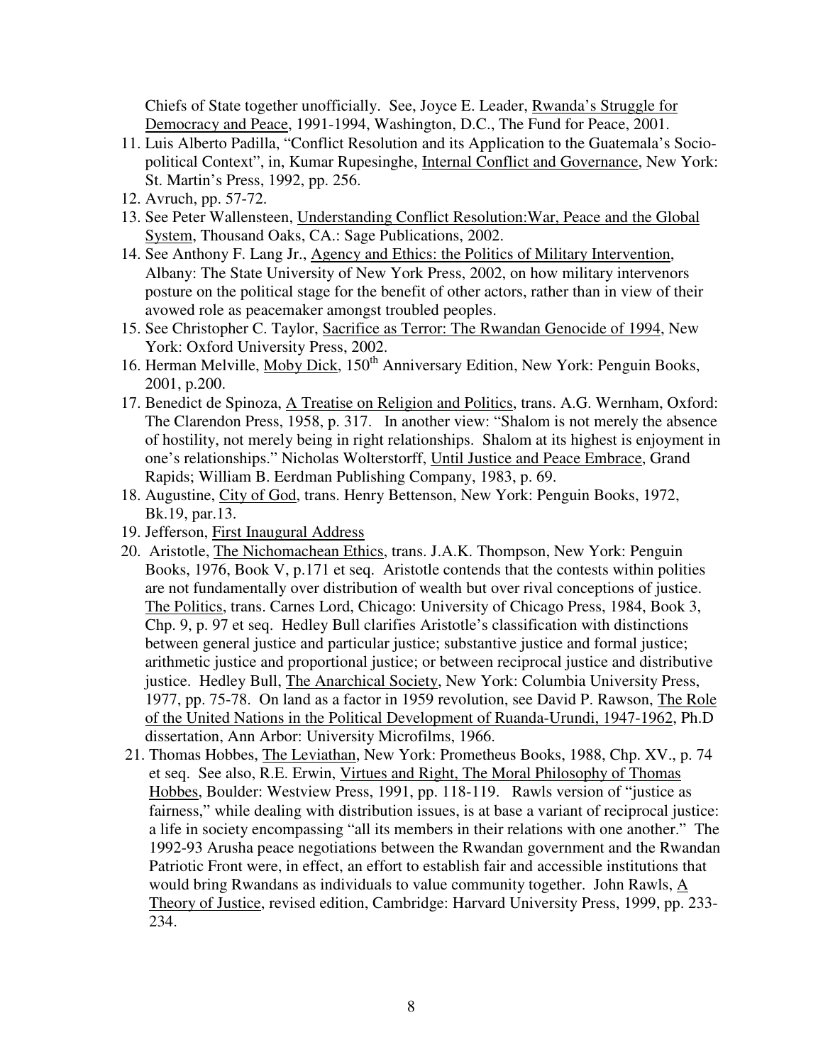Chiefs of State together unofficially. See, Joyce E. Leader, Rwanda's Struggle for Democracy and Peace, 1991-1994, Washington, D.C., The Fund for Peace, 2001.

11. Luis Alberto Padilla, "Conflict Resolution and its Application to the Guatemala's Socio-political Context", in, Kumar Rupesinghe, Internal Conflict and Governance, New York: St. Martin's Press, 1992, pp. 256.
12. Avruch, pp. 57-72.
13. See Peter Wallensteen, Understanding Conflict Resolution:War, Peace and the Global System, Thousand Oaks, CA.: Sage Publications, 2002.
14. See Anthony F. Lang Jr., Agency and Ethics: the Politics of Military Intervention, Albany: The State University of New York Press, 2002, on how military intervenors posture on the political stage for the benefit of other actors, rather than in view of their avowed role as peacemaker amongst troubled peoples.
15. See Christopher C. Taylor, Sacrifice as Terror: The Rwandan Genocide of 1994, New York: Oxford University Press, 2002.
16. Herman Melville, Moby Dick, 150th Anniversary Edition, New York: Penguin Books, 2001, p.200.
17. Benedict de Spinoza, A Treatise on Religion and Politics, trans. A.G. Wernham, Oxford: The Clarendon Press, 1958, p. 317. In another view: "Shalom is not merely the absence of hostility, not merely being in right relationships. Shalom at its highest is enjoyment in one's relationships." Nicholas Wolterstorff, Until Justice and Peace Embrace, Grand Rapids; William B. Eerdman Publishing Company, 1983, p. 69.
18. Augustine, City of God, trans. Henry Bettenson, New York: Penguin Books, 1972, Bk.19, par.13.
19. Jefferson, First Inaugural Address
20. Aristotle, The Nichomachean Ethics, trans. J.A.K. Thompson, New York: Penguin Books, 1976, Book V, p.171 et seq. Aristotle contends that the contests within polities are not fundamentally over distribution of wealth but over rival conceptions of justice. The Politics, trans. Carnes Lord, Chicago: University of Chicago Press, 1984, Book 3, Chp. 9, p. 97 et seq. Hedley Bull clarifies Aristotle's classification with distinctions between general justice and particular justice; substantive justice and formal justice; arithmetic justice and proportional justice; or between reciprocal justice and distributive justice. Hedley Bull, The Anarchical Society, New York: Columbia University Press, 1977, pp. 75-78. On land as a factor in 1959 revolution, see David P. Rawson, The Role of the United Nations in the Political Development of Ruanda-Urundi, 1947-1962, Ph.D dissertation, Ann Arbor: University Microfilms, 1966.
21. Thomas Hobbes, The Leviathan, New York: Prometheus Books, 1988, Chp. XV., p. 74 et seq. See also, R.E. Erwin, Virtues and Right, The Moral Philosophy of Thomas Hobbes, Boulder: Westview Press, 1991, pp. 118-119. Rawls version of "justice as fairness," while dealing with distribution issues, is at base a variant of reciprocal justice: a life in society encompassing "all its members in their relations with one another." The 1992-93 Arusha peace negotiations between the Rwandan government and the Rwandan Patriotic Front were, in effect, an effort to establish fair and accessible institutions that would bring Rwandans as individuals to value community together. John Rawls, A Theory of Justice, revised edition, Cambridge: Harvard University Press, 1999, pp. 233-234.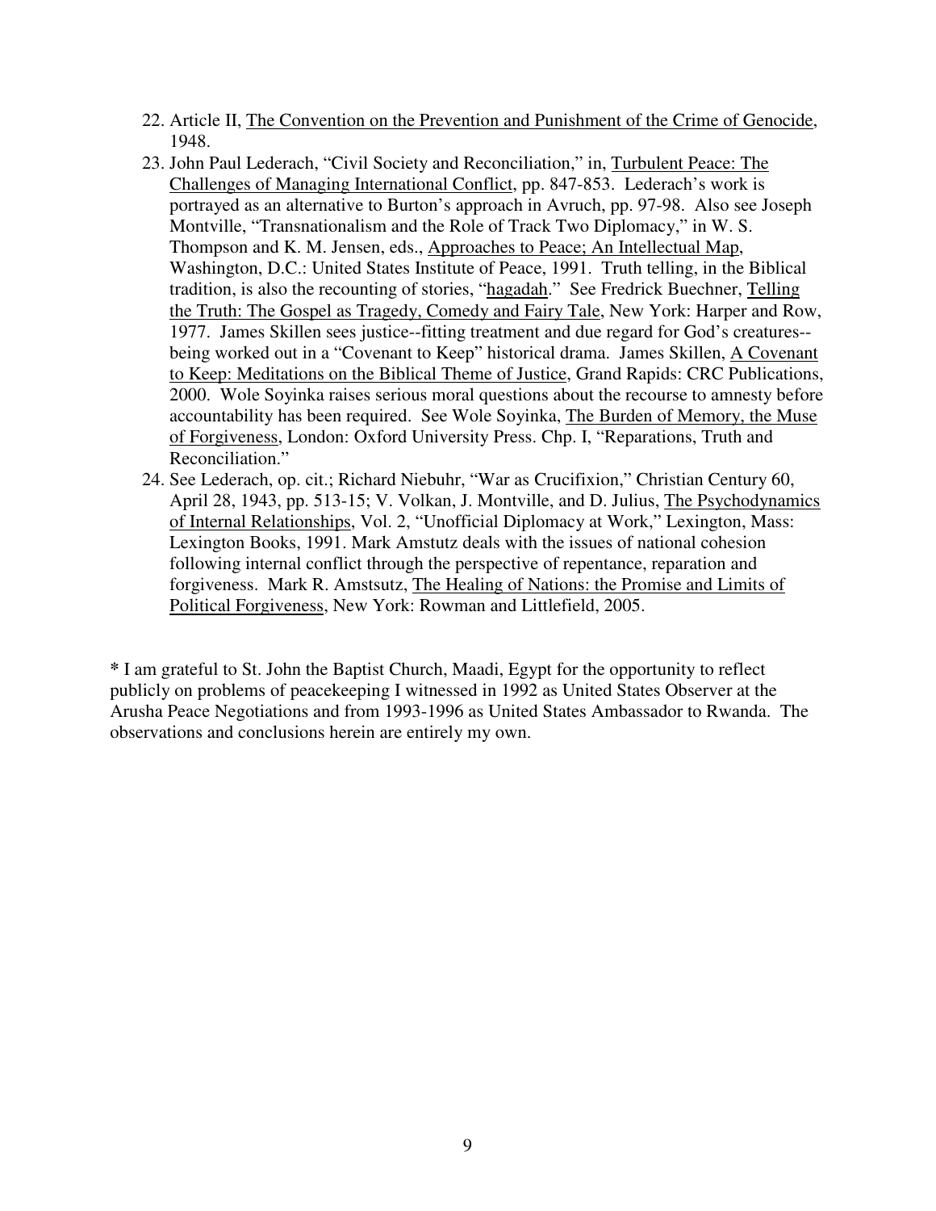22. Article II, The Convention on the Prevention and Punishment of the Crime of Genocide, 1948.
23. John Paul Lederach, "Civil Society and Reconciliation," in, Turbulent Peace: The Challenges of Managing International Conflict, pp. 847-853. Lederach's work is portrayed as an alternative to Burton's approach in Avruch, pp. 97-98. Also see Joseph Montville, "Transnationalism and the Role of Track Two Diplomacy," in W. S. Thompson and K. M. Jensen, eds., Approaches to Peace; An Intellectual Map, Washington, D.C.: United States Institute of Peace, 1991. Truth telling, in the Biblical tradition, is also the recounting of stories, "hagadah." See Fredrick Buechner, Telling the Truth: The Gospel as Tragedy, Comedy and Fairy Tale, New York: Harper and Row, 1977. James Skillen sees justice--fitting treatment and due regard for God's creatures--being worked out in a "Covenant to Keep" historical drama. James Skillen, A Covenant to Keep: Meditations on the Biblical Theme of Justice, Grand Rapids: CRC Publications, 2000. Wole Soyinka raises serious moral questions about the recourse to amnesty before accountability has been required. See Wole Soyinka, The Burden of Memory, the Muse of Forgiveness, London: Oxford University Press. Chp. I, "Reparations, Truth and Reconciliation."
24. See Lederach, op. cit.; Richard Niebuhr, "War as Crucifixion," Christian Century 60, April 28, 1943, pp. 513-15; V. Volkan, J. Montville, and D. Julius, The Psychodynamics of Internal Relationships, Vol. 2, "Unofficial Diplomacy at Work," Lexington, Mass: Lexington Books, 1991. Mark Amstutz deals with the issues of national cohesion following internal conflict through the perspective of repentance, reparation and forgiveness. Mark R. Amstsutz, The Healing of Nations: the Promise and Limits of Political Forgiveness, New York: Rowman and Littlefield, 2005.

**\*** I am grateful to St. John the Baptist Church, Maadi, Egypt for the opportunity to reflect publicly on problems of peacekeeping I witnessed in 1992 as United States Observer at the Arusha Peace Negotiations and from 1993-1996 as United States Ambassador to Rwanda. The observations and conclusions herein are entirely my own.